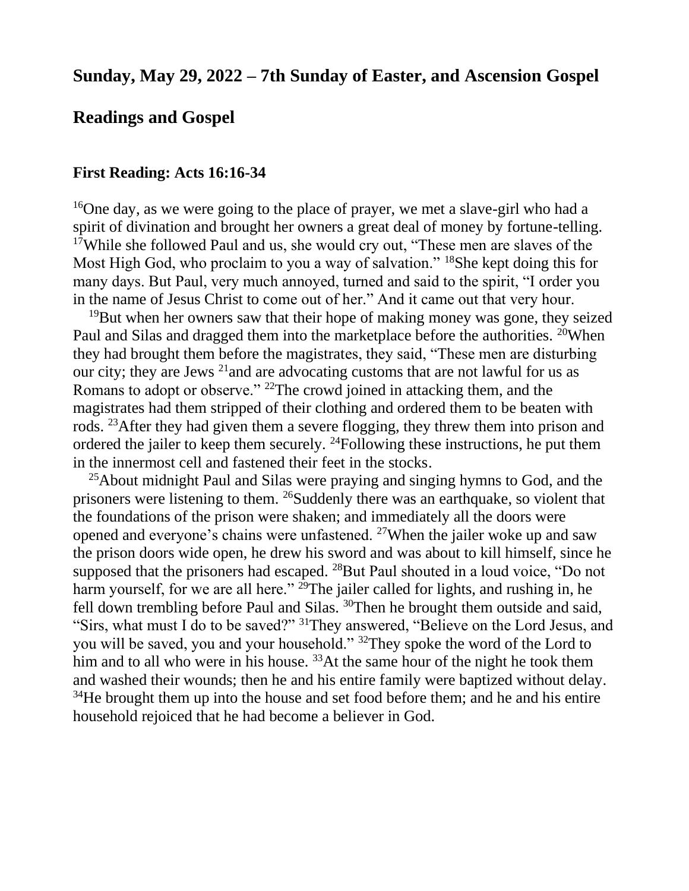## Sunday, May 29, 2022 – 7th Sunday of Easter, and Ascension Gospel

## Readings and Gospel

### First Reading: Acts 16:16-34

[16]One day, as we were going to the place of prayer, we met a slave-girl who had a spirit of divination and brought her owners a great deal of money by fortune-telling. [17]While she followed Paul and us, she would cry out, "These men are slaves of the Most High God, who proclaim to you a way of salvation." [18]She kept doing this for many days. But Paul, very much annoyed, turned and said to the spirit, "I order you in the name of Jesus Christ to come out of her." And it came out that very hour.

[19]But when her owners saw that their hope of making money was gone, they seized Paul and Silas and dragged them into the marketplace before the authorities. [20]When they had brought them before the magistrates, they said, "These men are disturbing our city; they are Jews [21]and are advocating customs that are not lawful for us as Romans to adopt or observe." [22]The crowd joined in attacking them, and the magistrates had them stripped of their clothing and ordered them to be beaten with rods. [23]After they had given them a severe flogging, they threw them into prison and ordered the jailer to keep them securely. [24]Following these instructions, he put them in the innermost cell and fastened their feet in the stocks.

[25]About midnight Paul and Silas were praying and singing hymns to God, and the prisoners were listening to them. [26]Suddenly there was an earthquake, so violent that the foundations of the prison were shaken; and immediately all the doors were opened and everyone's chains were unfastened. [27]When the jailer woke up and saw the prison doors wide open, he drew his sword and was about to kill himself, since he supposed that the prisoners had escaped. [28]But Paul shouted in a loud voice, "Do not harm yourself, for we are all here." [29]The jailer called for lights, and rushing in, he fell down trembling before Paul and Silas. [30]Then he brought them outside and said, "Sirs, what must I do to be saved?" [31]They answered, "Believe on the Lord Jesus, and you will be saved, you and your household." [32]They spoke the word of the Lord to him and to all who were in his house. [33]At the same hour of the night he took them and washed their wounds; then he and his entire family were baptized without delay. [34]He brought them up into the house and set food before them; and he and his entire household rejoiced that he had become a believer in God.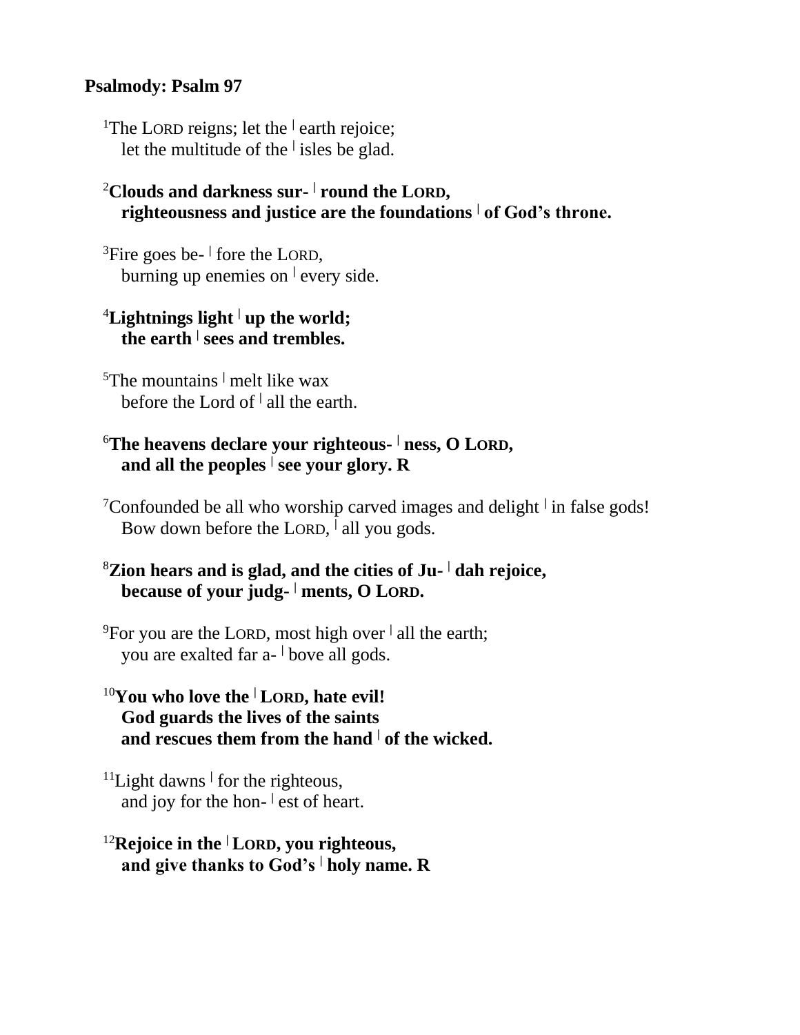**Psalmody: Psalm 97**

[1]The LORD reigns; let the ǀ earth rejoice;
let the multitude of the ǀ isles be glad.

**[2]Clouds and darkness sur- ǀ round the LORD,
righteousness and justice are the foundations ǀ of God's throne.**

[3]Fire goes be- ǀ fore the LORD,
burning up enemies on ǀ every side.

**[4]Lightnings light ǀ up the world;
the earth ǀ sees and trembles.**

[5]The mountains ǀ melt like wax
before the Lord of ǀ all the earth.

**[6]The heavens declare your righteous- ǀ ness, O LORD,
and all the peoples ǀ see your glory. R**

[7]Confounded be all who worship carved images and delight ǀ in false gods!
Bow down before the LORD, ǀ all you gods.

**[8]Zion hears and is glad, and the cities of Ju- ǀ dah rejoice,
because of your judg- ǀ ments, O LORD.**

[9]For you are the LORD, most high over ǀ all the earth;
you are exalted far a- ǀ bove all gods.

**[10]You who love the ǀ LORD, hate evil!
God guards the lives of the saints
and rescues them from the hand ǀ of the wicked.**

[11]Light dawns ǀ for the righteous,
and joy for the hon- ǀ est of heart.

**[12]Rejoice in the ǀ LORD, you righteous,
and give thanks to God's ǀ holy name. R**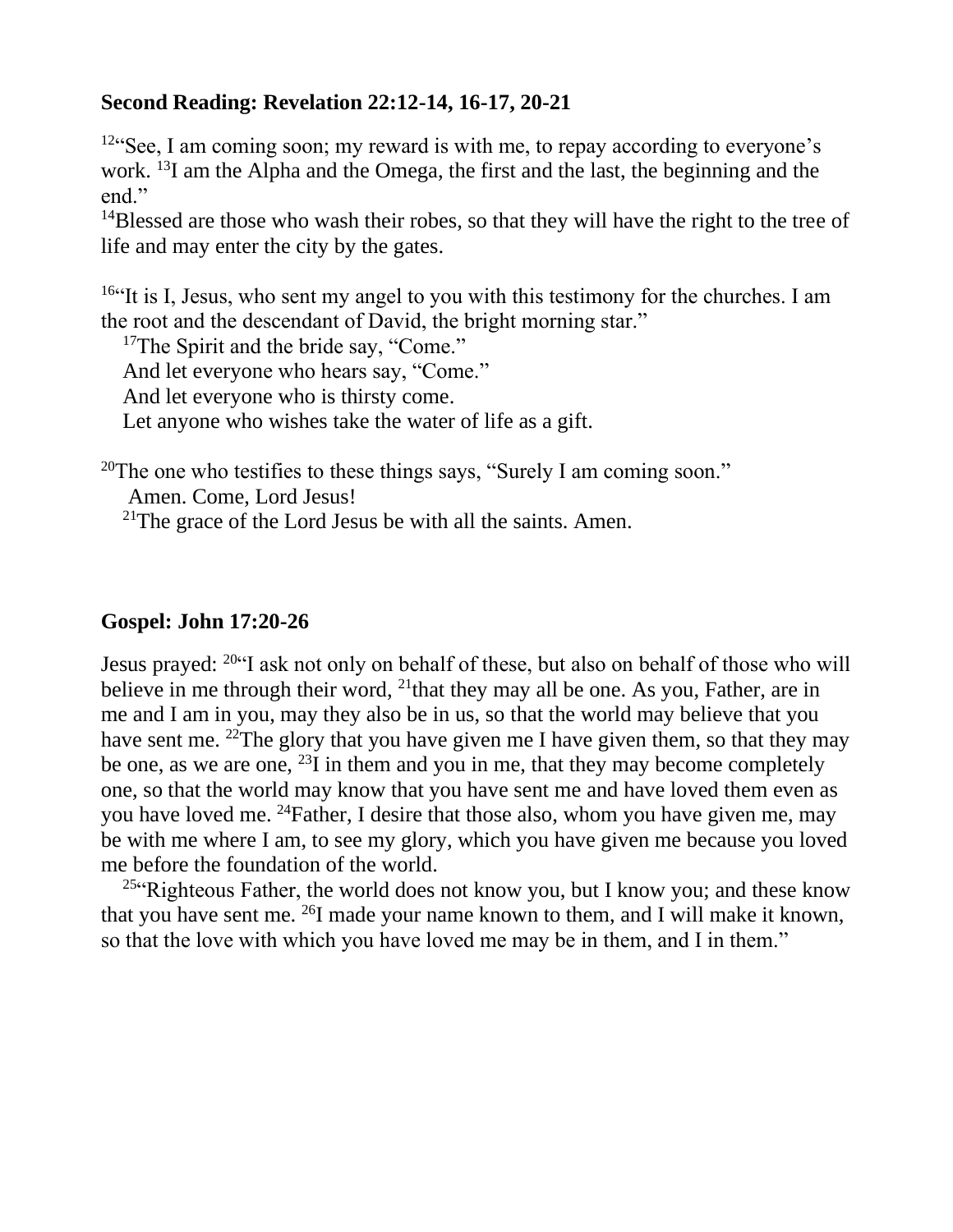**Second Reading: Revelation 22:12-14, 16-17, 20-21**

[12]"See, I am coming soon; my reward is with me, to repay according to everyone's work. [13]I am the Alpha and the Omega, the first and the last, the beginning and the end."

[14]Blessed are those who wash their robes, so that they will have the right to the tree of life and may enter the city by the gates.

[16]"It is I, Jesus, who sent my angel to you with this testimony for the churches. I am the root and the descendant of David, the bright morning star."

[17]The Spirit and the bride say, "Come."
And let everyone who hears say, "Come."
And let everyone who is thirsty come.
Let anyone who wishes take the water of life as a gift.

[20]The one who testifies to these things says, "Surely I am coming soon."
Amen. Come, Lord Jesus!
[21]The grace of the Lord Jesus be with all the saints. Amen.

**Gospel: John 17:20-26**

Jesus prayed: [20]"I ask not only on behalf of these, but also on behalf of those who will believe in me through their word, [21]that they may all be one. As you, Father, are in me and I am in you, may they also be in us, so that the world may believe that you have sent me. [22]The glory that you have given me I have given them, so that they may be one, as we are one, [23]I in them and you in me, that they may become completely one, so that the world may know that you have sent me and have loved them even as you have loved me. [24]Father, I desire that those also, whom you have given me, may be with me where I am, to see my glory, which you have given me because you loved me before the foundation of the world.

[25]"Righteous Father, the world does not know you, but I know you; and these know that you have sent me. [26]I made your name known to them, and I will make it known, so that the love with which you have loved me may be in them, and I in them."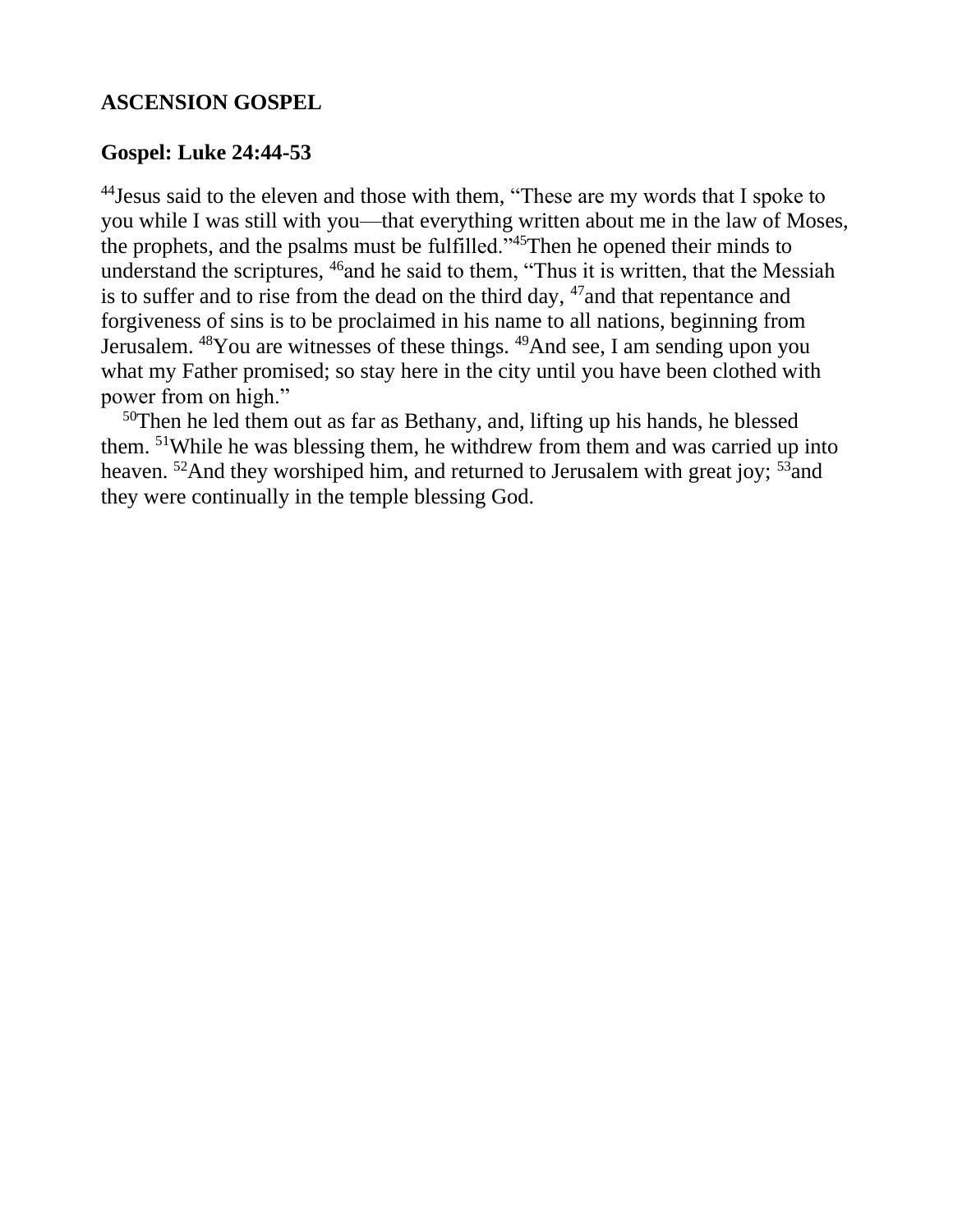**ASCENSION GOSPEL**

**Gospel: Luke 24:44-53**

[44]Jesus said to the eleven and those with them, “These are my words that I spoke to you while I was still with you—that everything written about me in the law of Moses, the prophets, and the psalms must be fulfilled.”[45]Then he opened their minds to understand the scriptures, [46]and he said to them, “Thus it is written, that the Messiah is to suffer and to rise from the dead on the third day, [47]and that repentance and forgiveness of sins is to be proclaimed in his name to all nations, beginning from Jerusalem. [48]You are witnesses of these things. [49]And see, I am sending upon you what my Father promised; so stay here in the city until you have been clothed with power from on high.”

[50]Then he led them out as far as Bethany, and, lifting up his hands, he blessed them. [51]While he was blessing them, he withdrew from them and was carried up into heaven. [52]And they worshiped him, and returned to Jerusalem with great joy; [53]and they were continually in the temple blessing God.